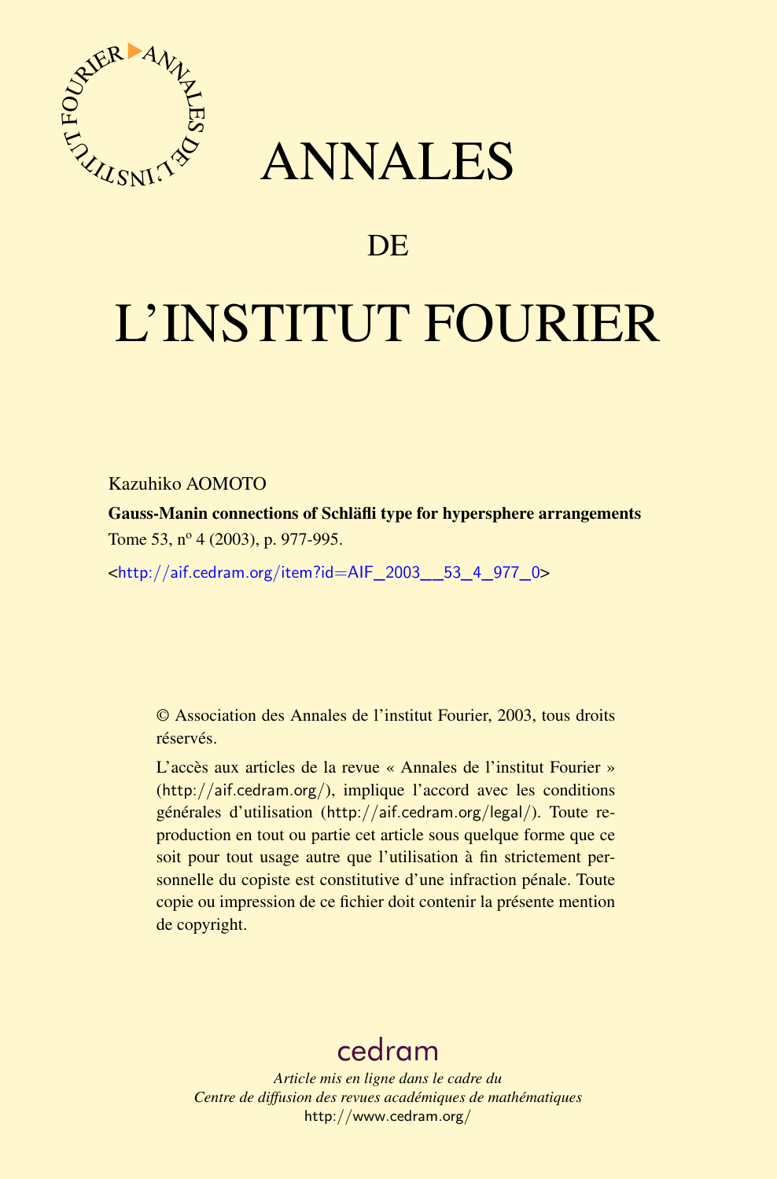# ANNALES

# DE

# L'INSTITUT FOURIER

Kazuhiko AOMOTO

**Gauss-Manin connections of Schläfli type for hypersphere arrangements**

Tome 53, nº 4 (2003), p. 977-995.

<http://aif.cedram.org/item?id=AIF_2003__53_4_977_0>

© Association des Annales de l'institut Fourier, 2003, tous droits réservés.

L'accès aux articles de la revue « Annales de l'institut Fourier » (http://aif.cedram.org/), implique l'accord avec les conditions générales d'utilisation (http://aif.cedram.org/legal/). Toute reproduction en tout ou partie cet article sous quelque forme que ce soit pour tout usage autre que l'utilisation à fin strictement personnelle du copiste est constitutive d'une infraction pénale. Toute copie ou impression de ce fichier doit contenir la présente mention de copyright.

cedram

*Article mis en ligne dans le cadre du*
*Centre de diffusion des revues académiques de mathématiques*
http://www.cedram.org/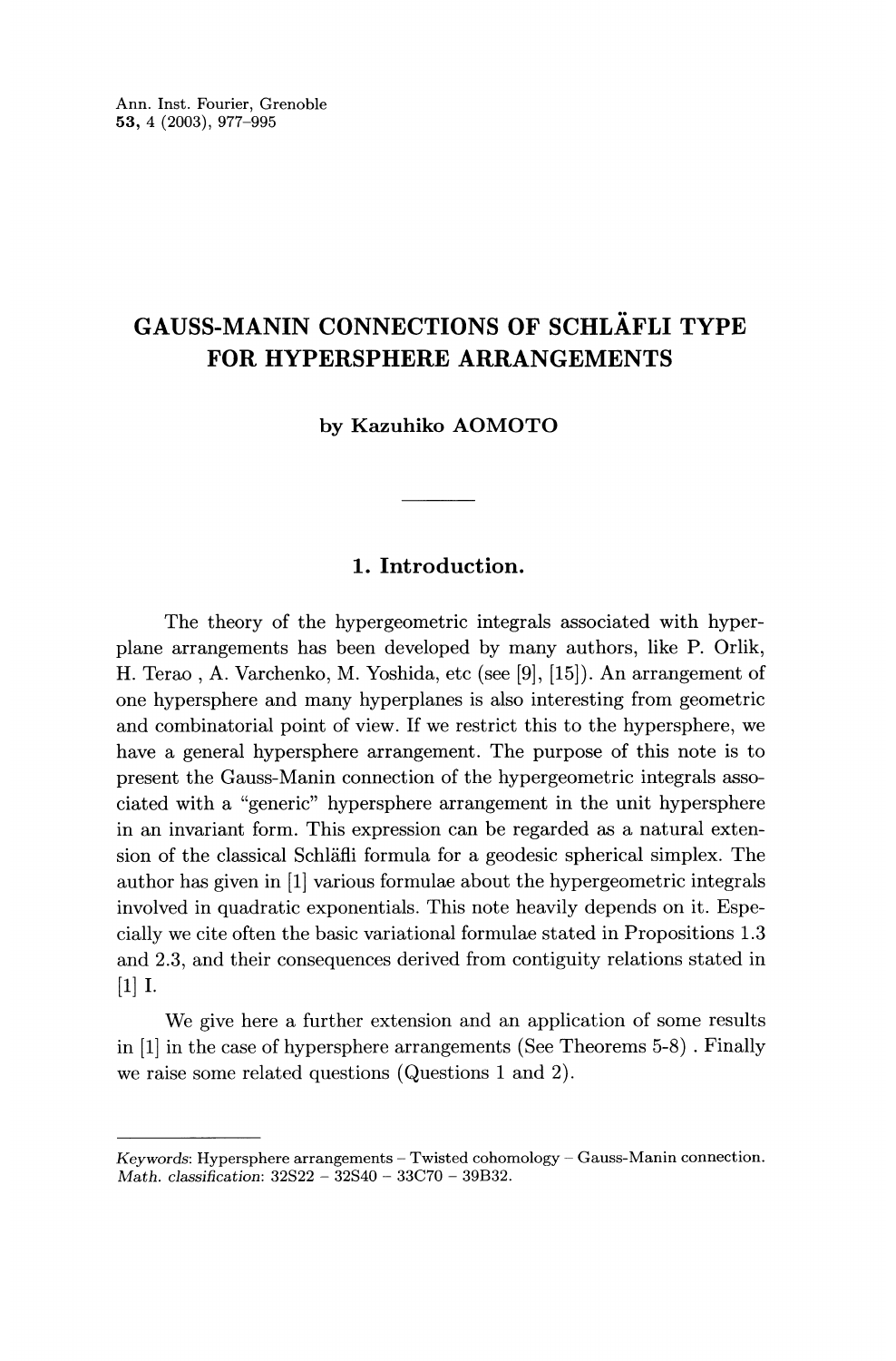# GAUSS-MANIN CONNECTIONS OF SCHLÄFLI TYPE FOR HYPERSPHERE ARRANGEMENTS

**by Kazuhiko AOMOTO**

---

## 1. Introduction.

The theory of the hypergeometric integrals associated with hyperplane arrangements has been developed by many authors, like P. Orlik, H. Terao, A. Varchenko, M. Yoshida, etc (see [9], [15]). An arrangement of one hypersphere and many hyperplanes is also interesting from geometric and combinatorial point of view. If we restrict this to the hypersphere, we have a general hypersphere arrangement. The purpose of this note is to present the Gauss-Manin connection of the hypergeometric integrals associated with a "generic" hypersphere arrangement in the unit hypersphere in an invariant form. This expression can be regarded as a natural extension of the classical Schläfli formula for a geodesic spherical simplex. The author has given in [1] various formulae about the hypergeometric integrals involved in quadratic exponentials. This note heavily depends on it. Especially we cite often the basic variational formulae stated in Propositions 1.3 and 2.3, and their consequences derived from contiguity relations stated in [1] I.

We give here a further extension and an application of some results in [1] in the case of hypersphere arrangements (See Theorems 5-8). Finally we raise some related questions (Questions 1 and 2).

---

*Keywords*: Hypersphere arrangements – Twisted cohomology – Gauss-Manin connection.
*Math. classification*: 32S22 – 32S40 – 33C70 – 39B32.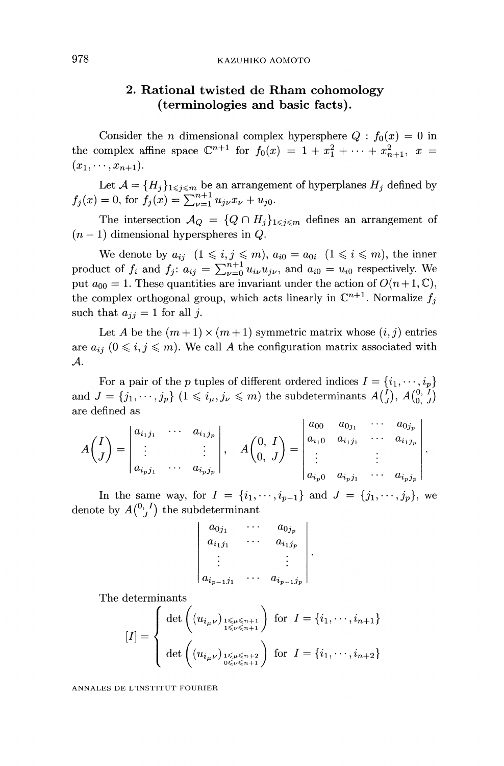## 2. Rational twisted de Rham cohomology (terminologies and basic facts).

Consider the $n$ dimensional complex hypersphere $Q : f_0(x) = 0$ in the complex affine space $\mathbb{C}^{n+1}$ for $f_0(x) = 1 + x_1^2 + \cdots + x_{n+1}^2$, $x = (x_1, \cdots, x_{n+1})$.

Let $\mathcal{A} = \{H_j\}_{1 \leqslant j \leqslant m}$ be an arrangement of hyperplanes $H_j$ defined by $f_j(x) = 0$, for $f_j(x) = \sum_{\nu=1}^{n+1} u_{j\nu} x_\nu + u_{j0}$.

The intersection $\mathcal{A}_Q = \{Q \cap H_j\}_{1 \leqslant j \leqslant m}$ defines an arrangement of $(n-1)$ dimensional hyperspheres in $Q$.

We denote by $a_{ij}$ $(1 \leqslant i, j \leqslant m)$, $a_{i0} = a_{0i}$ $(1 \leqslant i \leqslant m)$, the inner product of $f_i$ and $f_j$: $a_{ij} = \sum_{\nu=0}^{n+1} u_{i\nu} u_{j\nu}$, and $a_{i0} = u_{i0}$ respectively. We put $a_{00} = 1$. These quantities are invariant under the action of $O(n+1, \mathbb{C})$, the complex orthogonal group, which acts linearly in $\mathbb{C}^{n+1}$. Normalize $f_j$ such that $a_{jj} = 1$ for all $j$.

Let $A$ be the $(m+1) \times (m+1)$ symmetric matrix whose $(i,j)$ entries are $a_{ij}$ $(0 \leqslant i, j \leqslant m)$. We call $A$ the configuration matrix associated with $\mathcal{A}$.

For a pair of the $p$ tuples of different ordered indices $I = \{i_1, \cdots, i_p\}$ and $J = \{j_1, \cdots, j_p\}$ $(1 \leqslant i_\mu, j_\nu \leqslant m)$ the subdeterminants $A\binom{I}{J}$, $A\binom{0,\, I}{0,\, J}$ are defined as

$$
A\binom{I}{J} = \begin{vmatrix} a_{i_1 j_1} & \cdots & a_{i_1 j_p} \\ \vdots & & \vdots \\ a_{i_p j_1} & \cdots & a_{i_p j_p} \end{vmatrix}, \quad A\binom{0,\, I}{0,\, J} = \begin{vmatrix} a_{00} & a_{0 j_1} & \cdots & a_{0 j_p} \\ a_{i_1 0} & a_{i_1 j_1} & \cdots & a_{i_1 j_p} \\ \vdots & \vdots & & \vdots \\ a_{i_p 0} & a_{i_p j_1} & \cdots & a_{i_p j_p} \end{vmatrix}.
$$

In the same way, for $I = \{i_1, \cdots, i_{p-1}\}$ and $J = \{j_1, \cdots, j_p\}$, we denote by $A\binom{0,\, I}{J}$ the subdeterminant

$$
\begin{vmatrix} a_{0 j_1} & \cdots & a_{0 j_p} \\ a_{i_1 j_1} & \cdots & a_{i_1 j_p} \\ \vdots & & \vdots \\ a_{i_{p-1} j_1} & \cdots & a_{i_{p-1} j_p} \end{vmatrix}.
$$

The determinants

$$
[I] = \begin{cases} \det\left( (u_{i_\mu \nu})_{\substack{1 \leqslant \mu \leqslant n+1 \\ 1 \leqslant \nu \leqslant n+1}} \right) & \text{for } I = \{i_1, \cdots, i_{n+1}\} \\[2ex] \det\left( (u_{i_\mu \nu})_{\substack{1 \leqslant \mu \leqslant n+2 \\ 0 \leqslant \nu \leqslant n+1}} \right) & \text{for } I = \{i_1, \cdots, i_{n+2}\} \end{cases}
$$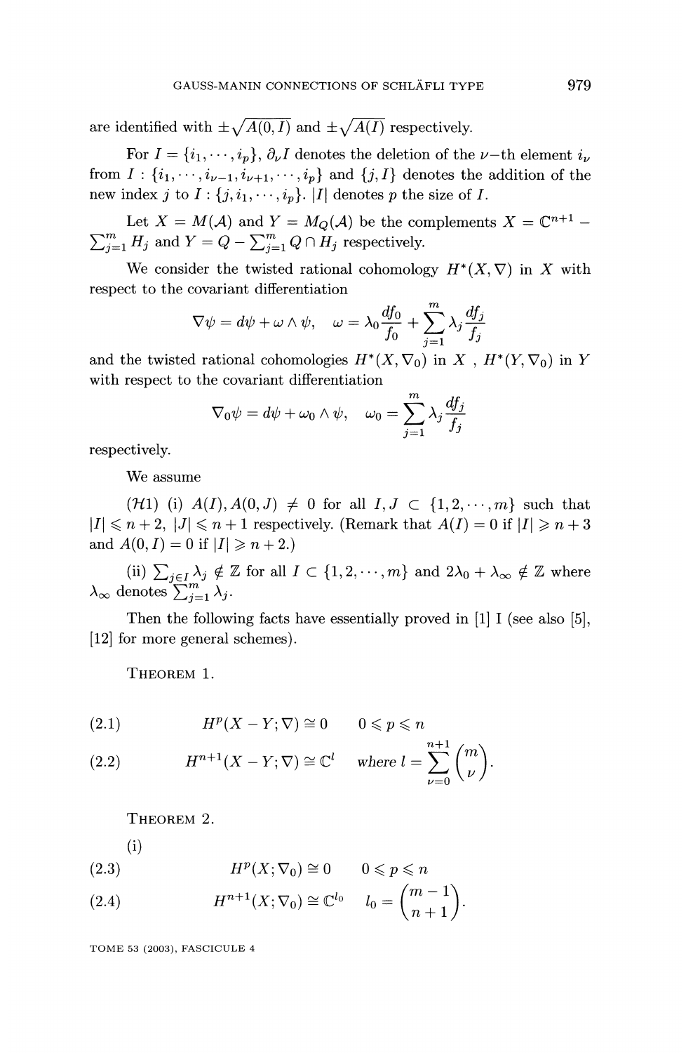are identified with $\pm\sqrt{A(0,I)}$ and $\pm\sqrt{A(I)}$ respectively.

For $I = \{i_1, \cdots, i_p\}$, $\partial_\nu I$ denotes the deletion of the $\nu$-th element $i_\nu$ from $I$ : $\{i_1, \cdots, i_{\nu-1}, i_{\nu+1}, \cdots, i_p\}$ and $\{j, I\}$ denotes the addition of the new index $j$ to $I$ : $\{j, i_1, \cdots, i_p\}$. $|I|$ denotes $p$ the size of $I$.

Let $X = M(\mathcal{A})$ and $Y = M_Q(\mathcal{A})$ be the complements $X = \mathbf{C}^{n+1} - \sum_{j=1}^m H_j$ and $Y = Q - \sum_{j=1}^m Q \cap H_j$ respectively.

We consider the twisted rational cohomology $H^*(X, \nabla)$ in $X$ with respect to the covariant differentiation

$$\nabla\psi = d\psi + \omega \wedge \psi, \quad \omega = \lambda_0 \frac{df_0}{f_0} + \sum_{j=1}^m \lambda_j \frac{df_j}{f_j}$$

and the twisted rational cohomologies $H^*(X, \nabla_0)$ in $X$ , $H^*(Y, \nabla_0)$ in $Y$ with respect to the covariant differentiation

$$\nabla_0\psi = d\psi + \omega_0 \wedge \psi, \quad \omega_0 = \sum_{j=1}^m \lambda_j \frac{df_j}{f_j}$$

respectively.

We assume

($\mathcal{H}1$) (i) $A(I), A(0,J) \neq 0$ for all $I, J \subset \{1, 2, \cdots, m\}$ such that $|I| \leqslant n+2$, $|J| \leqslant n+1$ respectively. (Remark that $A(I) = 0$ if $|I| \geqslant n+3$ and $A(0,I) = 0$ if $|I| \geqslant n+2$.)

(ii) $\sum_{j \in I} \lambda_j \notin \mathbf{Z}$ for all $I \subset \{1, 2, \cdots, m\}$ and $2\lambda_0 + \lambda_\infty \notin \mathbf{Z}$ where $\lambda_\infty$ denotes $\sum_{j=1}^m \lambda_j$.

Then the following facts have essentially proved in [1] I (see also [5], [12] for more general schemes).

THEOREM 1.

$$H^p(X - Y; \nabla) \cong 0 \quad 0 \leqslant p \leqslant n \tag{2.1}$$

$$H^{n+1}(X - Y; \nabla) \cong \mathbf{C}^l \quad \textit{where } l = \sum_{\nu=0}^{n+1} \binom{m}{\nu}. \tag{2.2}$$

THEOREM 2.

(i)

$$H^p(X; \nabla_0) \cong 0 \quad 0 \leqslant p \leqslant n \tag{2.3}$$

$$H^{n+1}(X; \nabla_0) \cong \mathbf{C}^{l_0} \quad l_0 = \binom{m-1}{n+1}. \tag{2.4}$$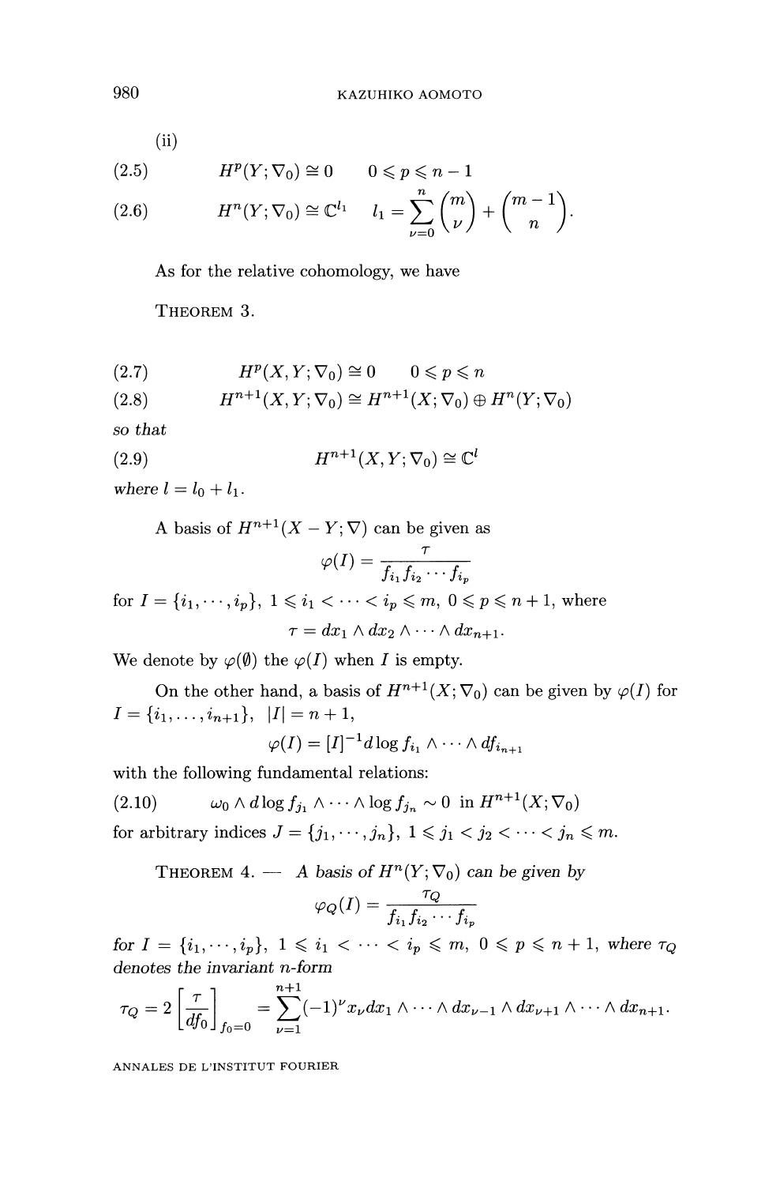(ii)

$$H^p(Y;\nabla_0) \cong 0 \qquad 0 \leqslant p \leqslant n-1 \tag{2.5}$$

$$H^n(Y;\nabla_0) \cong \mathbb{C}^{l_1} \quad l_1 = \sum_{\nu=0}^{n} \binom{m}{\nu} + \binom{m-1}{n}. \tag{2.6}$$

As for the relative cohomology, we have

THEOREM 3.

$$H^p(X,Y;\nabla_0) \cong 0 \qquad 0 \leqslant p \leqslant n \tag{2.7}$$

$$H^{n+1}(X,Y;\nabla_0) \cong H^{n+1}(X;\nabla_0) \oplus H^n(Y;\nabla_0) \tag{2.8}$$

*so that*

$$H^{n+1}(X,Y;\nabla_0) \cong \mathbb{C}^l \tag{2.9}$$

*where* $l = l_0 + l_1$.

A basis of $H^{n+1}(X-Y;\nabla)$ can be given as

$$\varphi(I) = \frac{\tau}{f_{i_1} f_{i_2} \cdots f_{i_p}}$$

for $I = \{i_1, \cdots, i_p\}$, $1 \leqslant i_1 < \cdots < i_p \leqslant m$, $0 \leqslant p \leqslant n+1$, where

$$\tau = dx_1 \wedge dx_2 \wedge \cdots \wedge dx_{n+1}.$$

We denote by $\varphi(\emptyset)$ the $\varphi(I)$ when $I$ is empty.

On the other hand, a basis of $H^{n+1}(X;\nabla_0)$ can be given by $\varphi(I)$ for $I = \{i_1, \ldots, i_{n+1}\}$, $|I| = n+1$,

$$\varphi(I) = [I]^{-1} d\log f_{i_1} \wedge \cdots \wedge df_{i_{n+1}}$$

with the following fundamental relations:

$$\omega_0 \wedge d\log f_{j_1} \wedge \cdots \wedge \log f_{j_n} \sim 0 \text{ in } H^{n+1}(X;\nabla_0) \tag{2.10}$$

for arbitrary indices $J = \{j_1, \cdots, j_n\}$, $1 \leqslant j_1 < j_2 < \cdots < j_n \leqslant m$.

THEOREM 4. — *A basis of* $H^n(Y;\nabla_0)$ *can be given by*

$$\varphi_Q(I) = \frac{\tau_Q}{f_{i_1} f_{i_2} \cdots f_{i_p}}$$

*for* $I = \{i_1, \cdots, i_p\}$, $1 \leqslant i_1 < \cdots < i_p \leqslant m$, $0 \leqslant p \leqslant n+1$, *where* $\tau_Q$ *denotes the invariant n-form*

$$\tau_Q = 2\left[\frac{\tau}{df_0}\right]_{f_0=0} = \sum_{\nu=1}^{n+1} (-1)^\nu x_\nu dx_1 \wedge \cdots \wedge dx_{\nu-1} \wedge dx_{\nu+1} \wedge \cdots \wedge dx_{n+1}.$$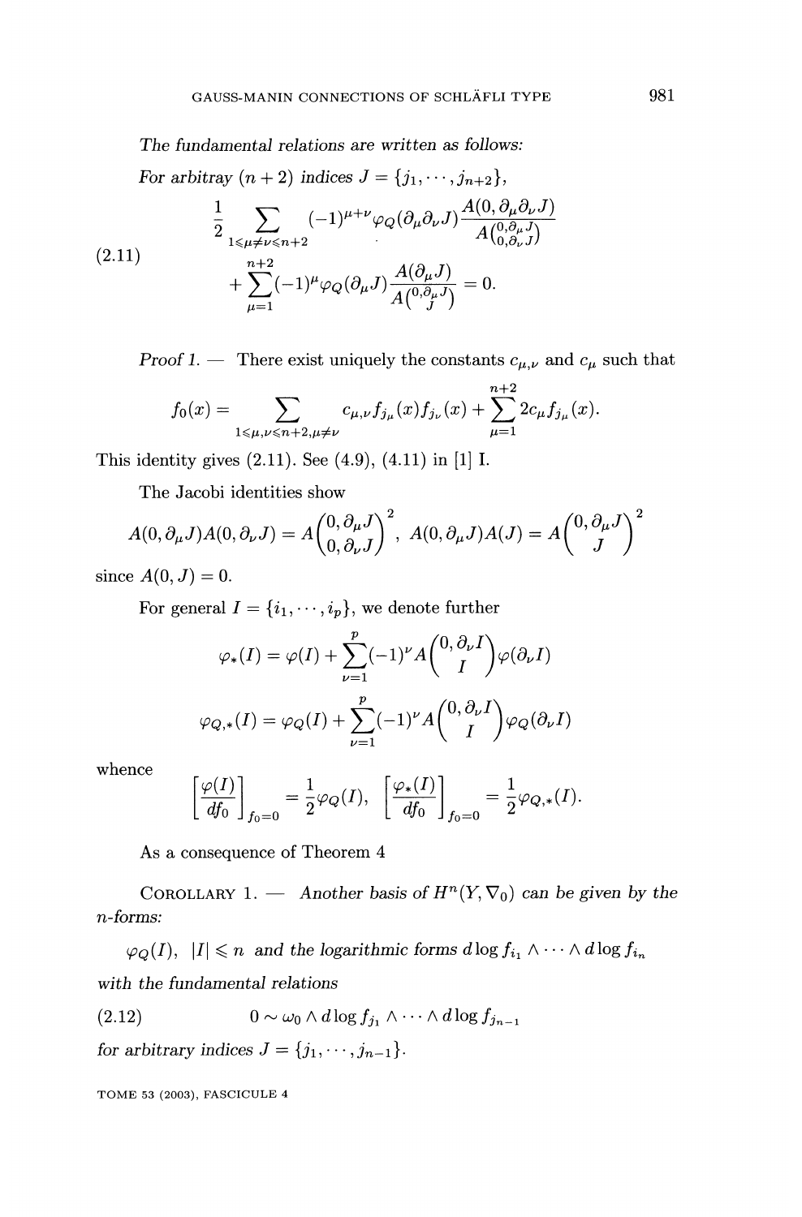*The fundamental relations are written as follows:*

*For arbitray $(n+2)$ indices $J = \{j_1, \cdots, j_{n+2}\}$,*

$$
\begin{aligned}
&\frac{1}{2} \sum_{1 \leqslant \mu \neq \nu \leqslant n+2} (-1)^{\mu+\nu} \varphi_Q(\partial_\mu \partial_\nu J) \frac{A(0, \partial_\mu \partial_\nu J)}{A\binom{0, \partial_\mu J}{0, \partial_\nu J}} \\
&\quad + \sum_{\mu=1}^{n+2} (-1)^\mu \varphi_Q(\partial_\mu J) \frac{A(\partial_\mu J)}{A\binom{0, \partial_\mu J}{J}} = 0.
\end{aligned} \tag{2.11}
$$

*Proof 1.* — There exist uniquely the constants $c_{\mu,\nu}$ and $c_\mu$ such that

$$
f_0(x) = \sum_{1 \leqslant \mu, \nu \leqslant n+2, \mu \neq \nu} c_{\mu,\nu} f_{j_\mu}(x) f_{j_\nu}(x) + \sum_{\mu=1}^{n+2} 2 c_\mu f_{j_\mu}(x).
$$

This identity gives (2.11). See (4.9), (4.11) in [1] I.

The Jacobi identities show

$$
A(0, \partial_\mu J) A(0, \partial_\nu J) = A\binom{0, \partial_\mu J}{0, \partial_\nu J}^2, \quad A(0, \partial_\mu J) A(J) = A\binom{0, \partial_\mu J}{J}^2
$$

since $A(0, J) = 0$.

For general $I = \{i_1, \cdots, i_p\}$, we denote further

$$
\varphi_*(I) = \varphi(I) + \sum_{\nu=1}^{p} (-1)^\nu A\binom{0, \partial_\nu I}{I} \varphi(\partial_\nu I)
$$

$$
\varphi_{Q,*}(I) = \varphi_Q(I) + \sum_{\nu=1}^{p} (-1)^\nu A\binom{0, \partial_\nu I}{I} \varphi_Q(\partial_\nu I)
$$

whence

$$
\left[\frac{\varphi(I)}{df_0}\right]_{f_0=0} = \frac{1}{2} \varphi_Q(I), \quad \left[\frac{\varphi_*(I)}{df_0}\right]_{f_0=0} = \frac{1}{2} \varphi_{Q,*}(I).
$$

As a consequence of Theorem 4

COROLLARY 1. — *Another basis of $H^n(Y, \nabla_0)$ can be given by the $n$-forms:*

$\varphi_Q(I)$, $|I| \leqslant n$ *and the logarithmic forms* $d \log f_{i_1} \wedge \cdots \wedge d \log f_{i_n}$

*with the fundamental relations*

$$
0 \sim \omega_0 \wedge d \log f_{j_1} \wedge \cdots \wedge d \log f_{j_{n-1}} \tag{2.12}
$$

*for arbitrary indices $J = \{j_1, \cdots, j_{n-1}\}$.*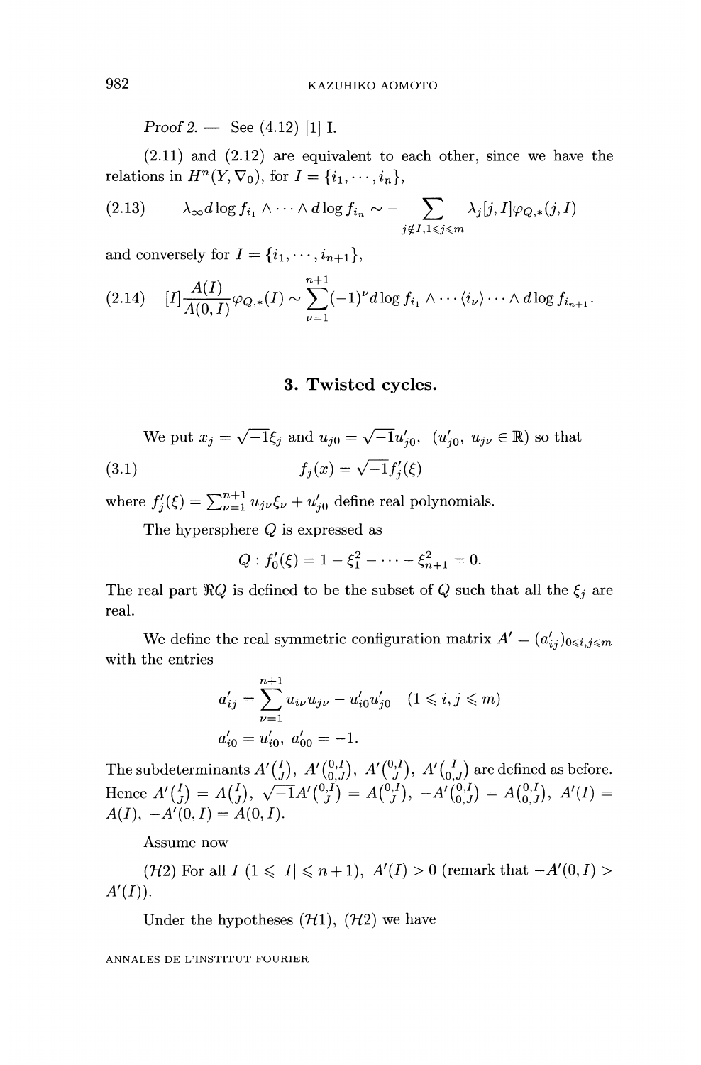*Proof 2.* — See (4.12) [1] I.

(2.11) and (2.12) are equivalent to each other, since we have the relations in $H^n(Y, \nabla_0)$, for $I = \{i_1, \cdots, i_n\}$,

$$(2.13) \qquad \lambda_\infty d\log f_{i_1} \wedge \cdots \wedge d\log f_{i_n} \sim - \sum_{j \notin I, 1 \leqslant j \leqslant m} \lambda_j [j, I] \varphi_{Q,*}(j, I)$$

and conversely for $I = \{i_1, \cdots, i_{n+1}\}$,

$$(2.14) \quad [I] \frac{A(I)}{A(0, I)} \varphi_{Q,*}(I) \sim \sum_{\nu=1}^{n+1} (-1)^\nu d\log f_{i_1} \wedge \cdots \langle i_\nu \rangle \cdots \wedge d\log f_{i_{n+1}}.$$

## 3. Twisted cycles.

We put $x_j = \sqrt{-1}\xi_j$ and $u_{j0} = \sqrt{-1}u'_{j0}$, $(u'_{j0},\ u_{j\nu} \in \mathbb{R})$ so that

$$(3.1) \qquad f_j(x) = \sqrt{-1} f'_j(\xi)$$

where $f'_j(\xi) = \sum_{\nu=1}^{n+1} u_{j\nu}\xi_\nu + u'_{j0}$ define real polynomials.

The hypersphere $Q$ is expressed as

$$Q : f'_0(\xi) = 1 - \xi_1^2 - \cdots - \xi_{n+1}^2 = 0.$$

The real part $\Re Q$ is defined to be the subset of $Q$ such that all the $\xi_j$ are real.

We define the real symmetric configuration matrix $A' = (a'_{ij})_{0 \leqslant i,j \leqslant m}$ with the entries

$$a'_{ij} = \sum_{\nu=1}^{n+1} u_{i\nu}u_{j\nu} - u'_{i0}u'_{j0} \quad (1 \leqslant i, j \leqslant m)$$

$$a'_{i0} = u'_{i0},\ a'_{00} = -1.$$

The subdeterminants $A'\binom{I}{J}$, $A'\binom{0,I}{0,J}$, $A'\binom{0,I}{J}$, $A'\binom{I}{0,J}$ are defined as before. Hence $A'\binom{I}{J} = A\binom{I}{J}$, $\sqrt{-1}A'\binom{0,I}{J} = A\binom{0,I}{J}$, $-A'\binom{0,I}{0,J} = A\binom{0,I}{0,J}$, $A'(I) = A(I)$, $-A'(0, I) = A(0, I)$.

Assume now

($\mathcal{H}2$) For all $I$ $(1 \leqslant |I| \leqslant n+1)$, $A'(I) > 0$ (remark that $-A'(0, I) > A'(I)$).

Under the hypotheses ($\mathcal{H}1$), ($\mathcal{H}2$) we have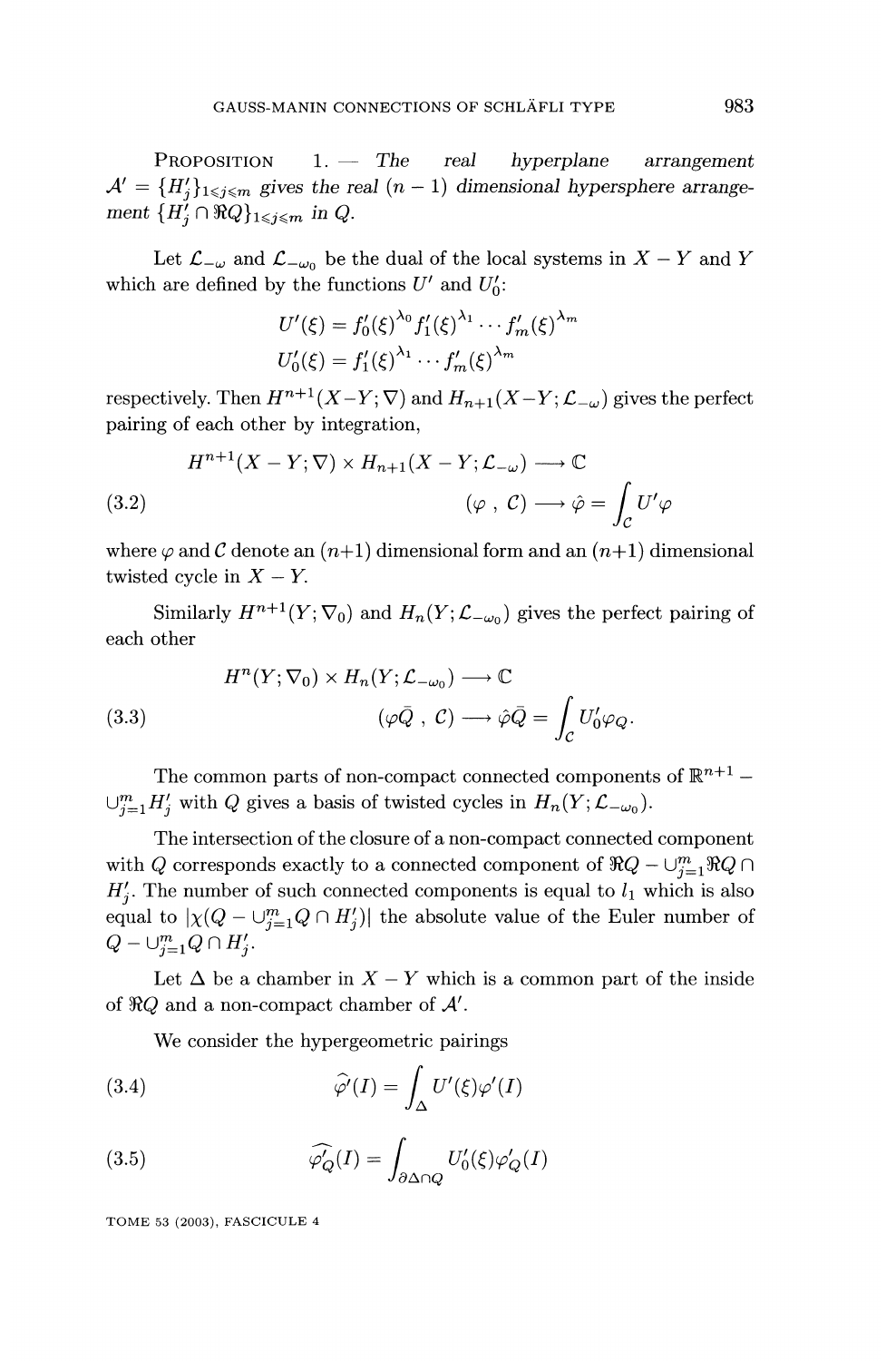PROPOSITION 1. — *The real hyperplane arrangement* $\mathcal{A}' = \{H_j'\}_{1\leqslant j\leqslant m}$ *gives the real* $(n-1)$ *dimensional hypersphere arrangement* $\{H_j' \cap \Re Q\}_{1\leqslant j\leqslant m}$ *in* $Q$.

Let $\mathcal{L}_{-\omega}$ and $\mathcal{L}_{-\omega_0}$ be the dual of the local systems in $X-Y$ and $Y$ which are defined by the functions $U'$ and $U_0'$:

$$U'(\xi) = f_0'(\xi)^{\lambda_0} f_1'(\xi)^{\lambda_1} \cdots f_m'(\xi)^{\lambda_m}$$
$$U_0'(\xi) = f_1'(\xi)^{\lambda_1} \cdots f_m'(\xi)^{\lambda_m}$$

respectively. Then $H^{n+1}(X-Y;\nabla)$ and $H_{n+1}(X-Y;\mathcal{L}_{-\omega})$ gives the perfect pairing of each other by integration,

$$\tag{3.2} \begin{aligned} H^{n+1}(X-Y;\nabla) \times H_{n+1}(X-Y;\mathcal{L}_{-\omega}) &\longrightarrow \mathbb{C} \\ (\varphi\ ,\ \mathcal{C}) &\longrightarrow \hat{\varphi} = \int_{\mathcal{C}} U'\varphi \end{aligned}$$

where $\varphi$ and $\mathcal{C}$ denote an $(n+1)$ dimensional form and an $(n+1)$ dimensional twisted cycle in $X-Y$.

Similarly $H^{n+1}(Y;\nabla_0)$ and $H_n(Y;\mathcal{L}_{-\omega_0})$ gives the perfect pairing of each other

$$\tag{3.3} \begin{aligned} H^n(Y;\nabla_0) \times H_n(Y;\mathcal{L}_{-\omega_0}) &\longrightarrow \mathbb{C} \\ (\varphi\bar{Q}\ ,\ \mathcal{C}) &\longrightarrow \hat{\varphi}\bar{Q} = \int_{\mathcal{C}} U_0'\varphi_Q. \end{aligned}$$

The common parts of non-compact connected components of $\mathbb{R}^{n+1} - \cup_{j=1}^m H_j'$ with $Q$ gives a basis of twisted cycles in $H_n(Y;\mathcal{L}_{-\omega_0})$.

The intersection of the closure of a non-compact connected component with $Q$ corresponds exactly to a connected component of $\Re Q - \cup_{j=1}^m \Re Q \cap H_j'$. The number of such connected components is equal to $l_1$ which is also equal to $|\chi(Q - \cup_{j=1}^m Q \cap H_j')|$ the absolute value of the Euler number of $Q - \cup_{j=1}^m Q \cap H_j'$.

Let $\Delta$ be a chamber in $X-Y$ which is a common part of the inside of $\Re Q$ and a non-compact chamber of $\mathcal{A}'$.

We consider the hypergeometric pairings

$$\tag{3.4} \widehat{\varphi'}(I) = \int_{\Delta} U'(\xi)\varphi'(I)$$

$$\tag{3.5} \widehat{\varphi_Q'}(I) = \int_{\partial\Delta\cap Q} U_0'(\xi)\varphi_Q'(I)$$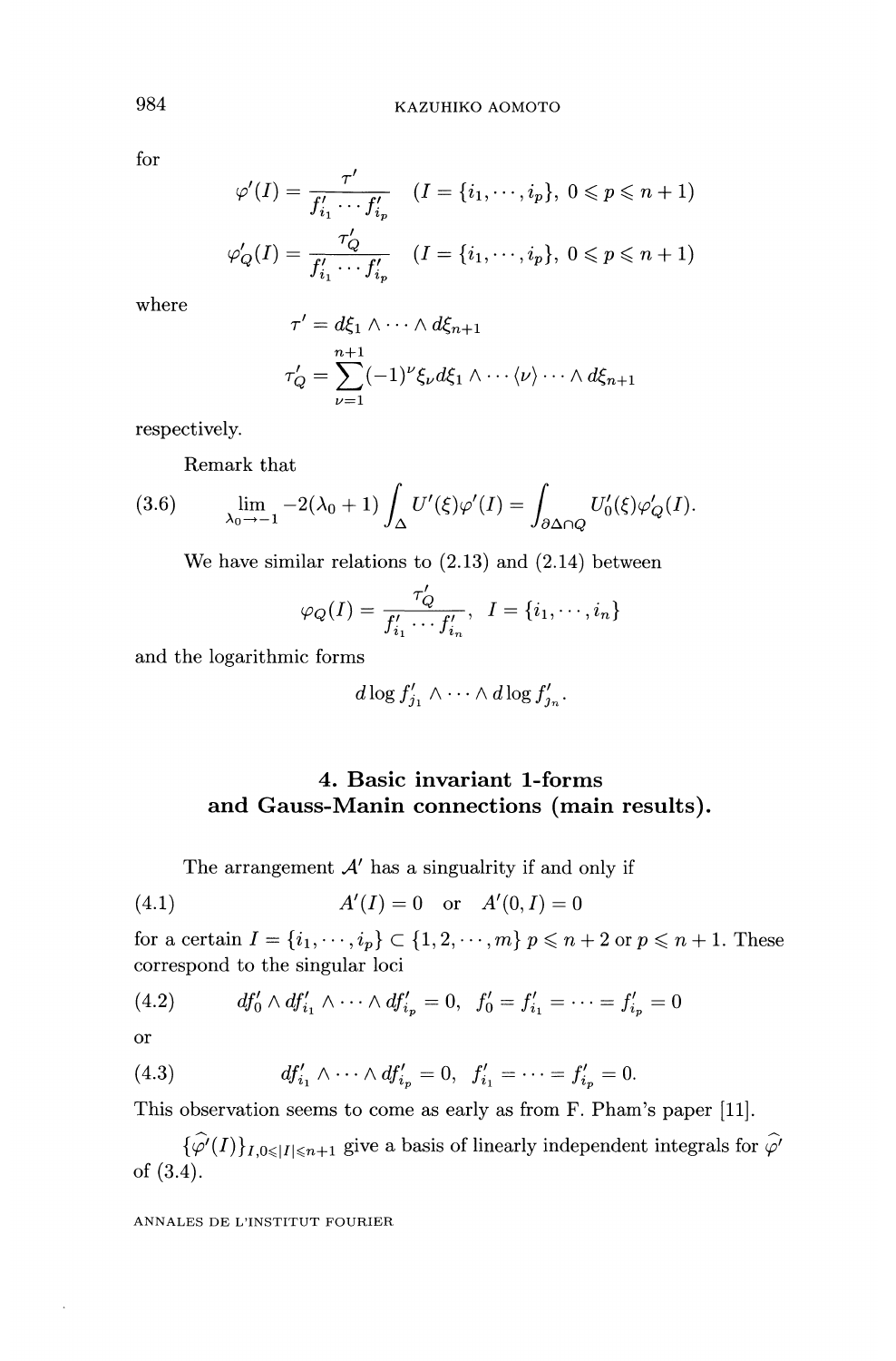for

$$\varphi'(I) = \frac{\tau'}{f'_{i_1} \cdots f'_{i_p}} \quad (I = \{i_1, \cdots, i_p\},\ 0 \leqslant p \leqslant n+1)$$

$$\varphi'_Q(I) = \frac{\tau'_Q}{f'_{i_1} \cdots f'_{i_p}} \quad (I = \{i_1, \cdots, i_p\},\ 0 \leqslant p \leqslant n+1)$$

where

$$\tau' = d\xi_1 \wedge \cdots \wedge d\xi_{n+1}$$

$$\tau'_Q = \sum_{\nu=1}^{n+1} (-1)^\nu \xi_\nu d\xi_1 \wedge \cdots \langle \nu \rangle \cdots \wedge d\xi_{n+1}$$

respectively.

Remark that

$$\lim_{\lambda_0 \to -1} -2(\lambda_0 + 1) \int_\Delta U'(\xi)\varphi'(I) = \int_{\partial\Delta \cap Q} U'_0(\xi)\varphi'_Q(I). \tag{3.6}$$

We have similar relations to (2.13) and (2.14) between

$$\varphi_Q(I) = \frac{\tau'_Q}{f'_{i_1} \cdots f'_{i_n}}, \quad I = \{i_1, \cdots, i_n\}$$

and the logarithmic forms

$$d\log f'_{j_1} \wedge \cdots \wedge d\log f'_{j_n}.$$

## 4. Basic invariant 1-forms and Gauss-Manin connections (main results).

The arrangement $\mathcal{A}'$ has a singualrity if and only if

$$A'(I) = 0 \quad \text{or} \quad A'(0, I) = 0 \tag{4.1}$$

for a certain $I = \{i_1, \cdots, i_p\} \subset \{1, 2, \cdots, m\}$ $p \leqslant n+2$ or $p \leqslant n+1$. These correspond to the singular loci

$$df'_0 \wedge df'_{i_1} \wedge \cdots \wedge df'_{i_p} = 0, \quad f'_0 = f'_{i_1} = \cdots = f'_{i_p} = 0 \tag{4.2}$$

or

$$df'_{i_1} \wedge \cdots \wedge df'_{i_p} = 0, \quad f'_{i_1} = \cdots = f'_{i_p} = 0. \tag{4.3}$$

This observation seems to come as early as from F. Pham's paper [11].

$\{\widehat{\varphi'}(I)\}_{I, 0 \leqslant |I| \leqslant n+1}$ give a basis of linearly independent integrals for $\widehat{\varphi'}$ of (3.4).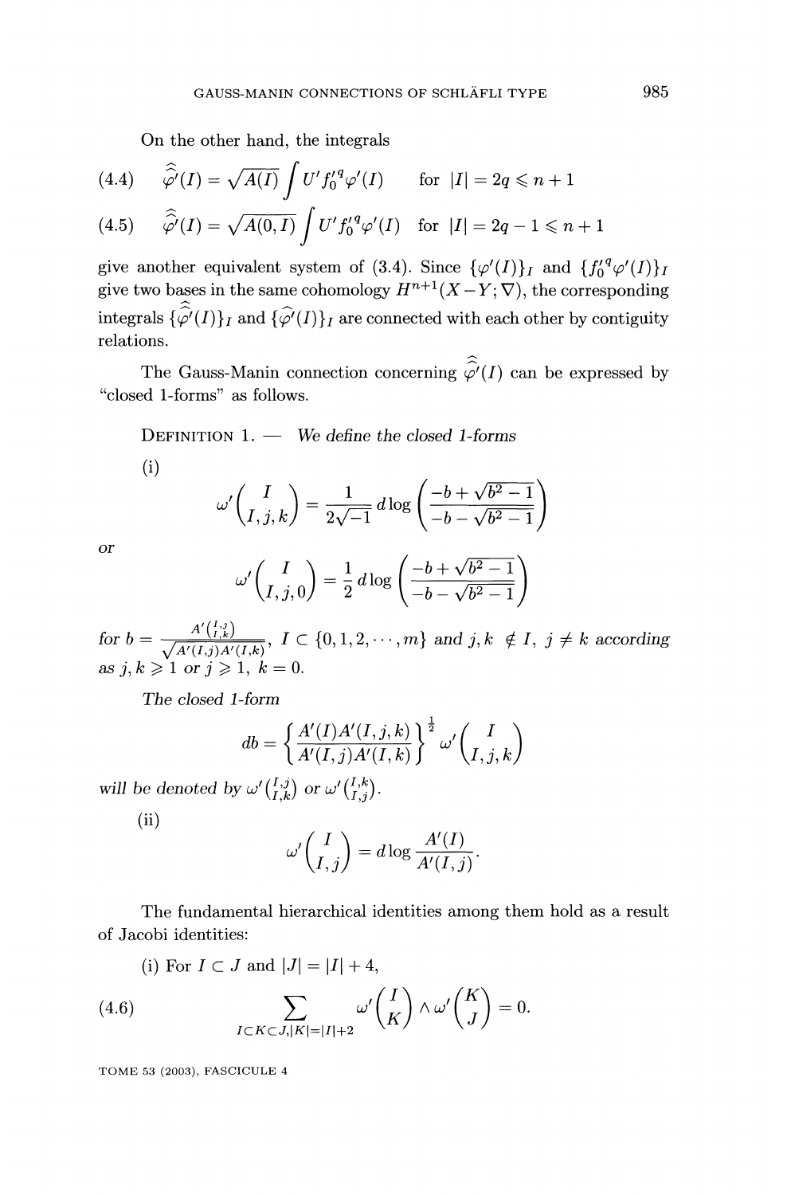On the other hand, the integrals

$$\widehat{\widehat{\varphi}}'(I) = \sqrt{A(I)} \int U' f_0'^{\,q} \varphi'(I) \qquad \text{for } |I| = 2q \leqslant n+1 \tag{4.4}$$

$$\widehat{\widehat{\varphi}}'(I) = \sqrt{A(0,I)} \int U' f_0'^{\,q} \varphi'(I) \quad \text{for } |I| = 2q-1 \leqslant n+1 \tag{4.5}$$

give another equivalent system of (3.4). Since $\{\varphi'(I)\}_I$ and $\{f_0'^{\,q}\varphi'(I)\}_I$ give two bases in the same cohomology $H^{n+1}(X-Y;\nabla)$, the corresponding integrals $\{\widehat{\widehat{\varphi}}'(I)\}_I$ and $\{\widehat{\varphi}'(I)\}_I$ are connected with each other by contiguity relations.

The Gauss-Manin connection concerning $\widehat{\widehat{\varphi}}'(I)$ can be expressed by "closed 1-forms" as follows.

Definition 1. — *We define the closed 1-forms*

(i)

$$\omega'\binom{I}{I,j,k} = \frac{1}{2\sqrt{-1}}\, d\log\left(\frac{-b+\sqrt{b^2-1}}{-b-\sqrt{b^2-1}}\right)$$

*or*

$$\omega'\binom{I}{I,j,0} = \frac{1}{2}\, d\log\left(\frac{-b+\sqrt{b^2-1}}{-b-\sqrt{b^2-1}}\right)$$

*for* $b = \frac{A'\binom{I,j}{I,k}}{\sqrt{A'(I,j)A'(I,k)}}$, $I \subset \{0,1,2,\cdots,m\}$ *and* $j,k \notin I$, $j \neq k$ *according as* $j,k \geqslant 1$ *or* $j \geqslant 1$, $k=0$.

*The closed 1-form*

$$db = \left\{\frac{A'(I)A'(I,j,k)}{A'(I,j)A'(I,k)}\right\}^{\frac{1}{2}} \omega'\binom{I}{I,j,k}$$

*will be denoted by* $\omega'\binom{I,j}{I,k}$ *or* $\omega'\binom{I,k}{I,j}$.

(ii)

$$\omega'\binom{I}{I,j} = d\log\frac{A'(I)}{A'(I,j)}.$$

The fundamental hierarchical identities among them hold as a result of Jacobi identities:

(i) For $I \subset J$ and $|J| = |I|+4$,

$$\sum_{I\subset K\subset J, |K|=|I|+2} \omega'\binom{I}{K} \wedge \omega'\binom{K}{J} = 0. \tag{4.6}$$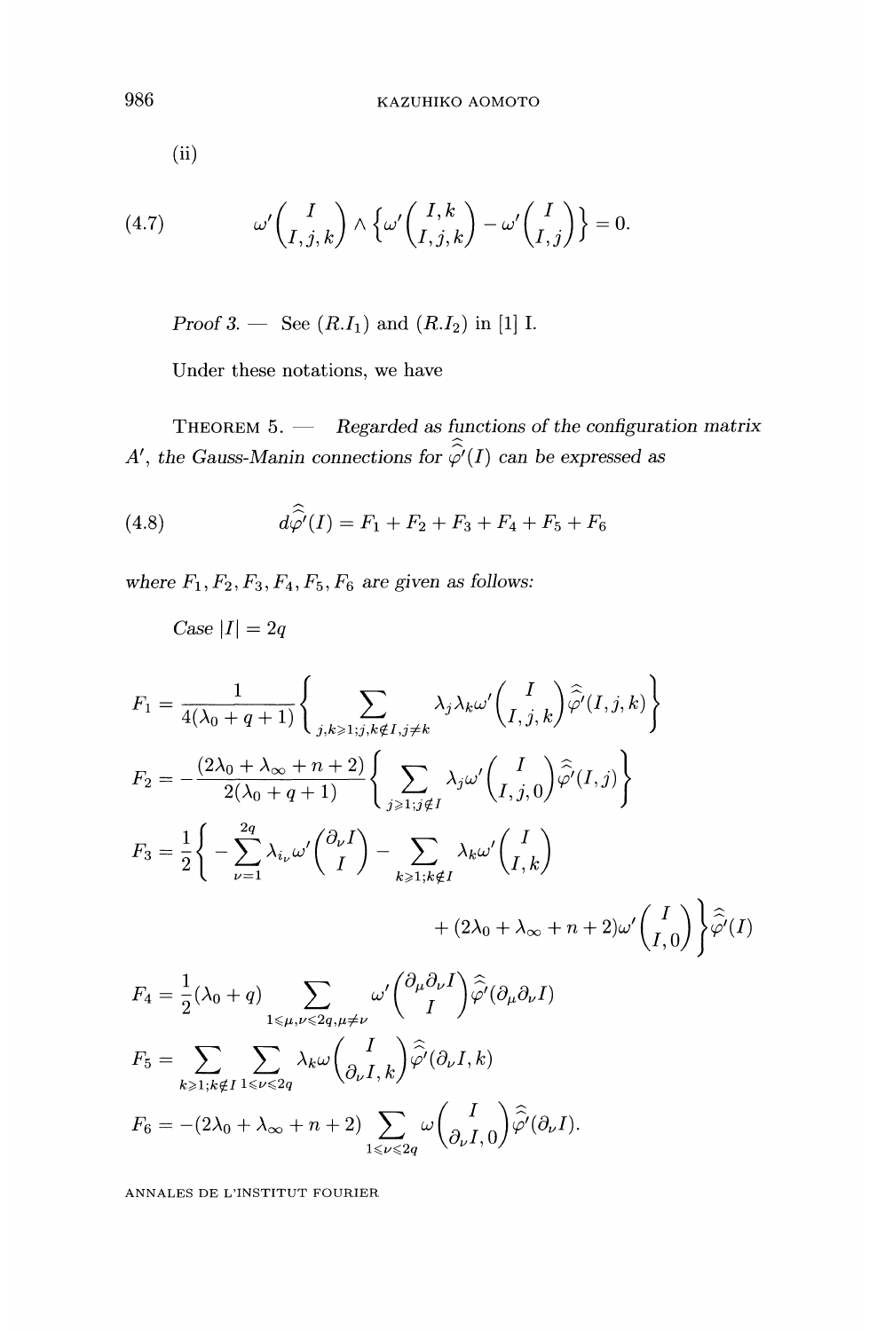(ii)

$$\omega'\binom{I}{I,j,k} \wedge \left\{\omega'\binom{I,k}{I,j,k} - \omega'\binom{I}{I,j}\right\} = 0. \tag{4.7}$$

*Proof 3.* — See $(R.I_1)$ and $(R.I_2)$ in [1] I.

Under these notations, we have

THEOREM 5. — *Regarded as functions of the configuration matrix $A'$, the Gauss-Manin connections for $\widehat{\widehat{\varphi}}'(I)$ can be expressed as*

$$d\widehat{\widehat{\varphi}}'(I) = F_1 + F_2 + F_3 + F_4 + F_5 + F_6 \tag{4.8}$$

*where $F_1, F_2, F_3, F_4, F_5, F_6$ are given as follows:*

*Case $|I| = 2q$*

$$F_1 = \frac{1}{4(\lambda_0 + q + 1)}\left\{\sum_{j,k\geqslant 1; j,k\notin I, j\neq k} \lambda_j\lambda_k\omega'\binom{I}{I,j,k}\widehat{\widehat{\varphi}}'(I,j,k)\right\}$$

$$F_2 = -\frac{(2\lambda_0 + \lambda_\infty + n + 2)}{2(\lambda_0 + q + 1)}\left\{\sum_{j\geqslant 1; j\notin I} \lambda_j\omega'\binom{I}{I,j,0}\widehat{\widehat{\varphi}}'(I,j)\right\}$$

$$F_3 = \frac{1}{2}\left\{-\sum_{\nu=1}^{2q}\lambda_{i_\nu}\omega'\binom{\partial_\nu I}{I} - \sum_{k\geqslant 1; k\notin I}\lambda_k\omega'\binom{I}{I,k} + (2\lambda_0 + \lambda_\infty + n + 2)\omega'\binom{I}{I,0}\right\}\widehat{\widehat{\varphi}}'(I)$$

$$F_4 = \frac{1}{2}(\lambda_0 + q)\sum_{1\leqslant \mu,\nu\leqslant 2q, \mu\neq\nu}\omega'\binom{\partial_\mu\partial_\nu I}{I}\widehat{\widehat{\varphi}}'(\partial_\mu\partial_\nu I)$$

$$F_5 = \sum_{k\geqslant 1; k\notin I}\sum_{1\leqslant\nu\leqslant 2q}\lambda_k\omega\binom{I}{\partial_\nu I, k}\widehat{\widehat{\varphi}}'(\partial_\nu I, k)$$

$$F_6 = -(2\lambda_0 + \lambda_\infty + n + 2)\sum_{1\leqslant\nu\leqslant 2q}\omega\binom{I}{\partial_\nu I, 0}\widehat{\widehat{\varphi}}'(\partial_\nu I).$$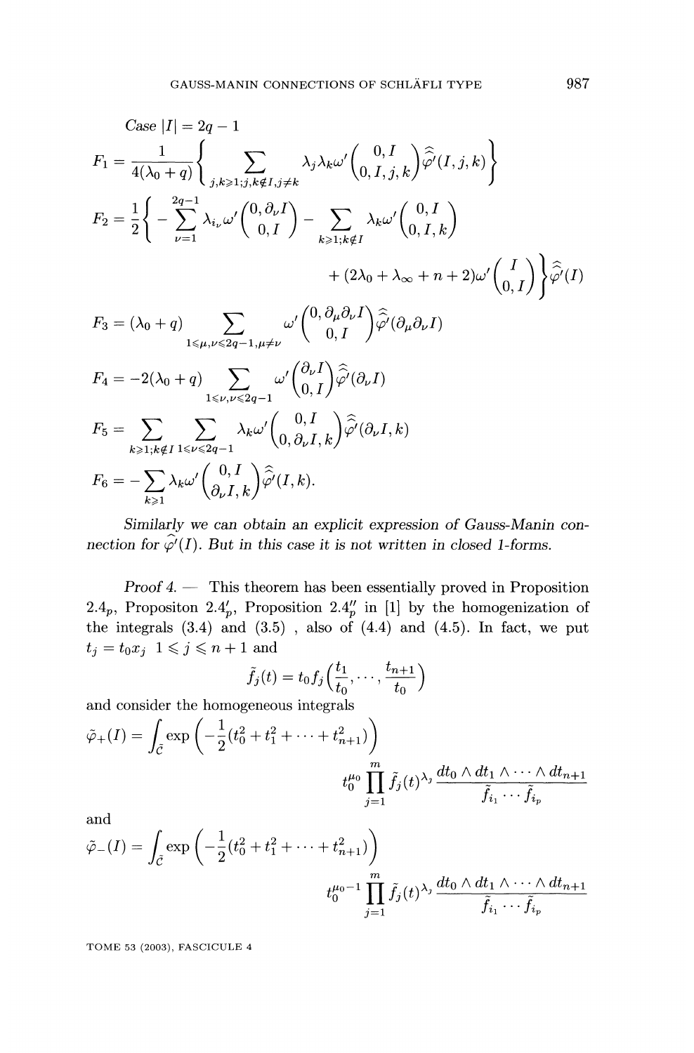*Case* $|I| = 2q-1$

$$F_1 = \frac{1}{4(\lambda_0+q)}\left\{\sum_{j,k\geqslant 1; j,k\notin I, j\neq k} \lambda_j\lambda_k\omega'\begin{pmatrix}0, I\\ 0, I, j, k\end{pmatrix}\widehat{\widehat{\varphi'}}(I,j,k)\right\}$$

$$F_2 = \frac{1}{2}\left\{-\sum_{\nu=1}^{2q-1}\lambda_{i_\nu}\omega'\begin{pmatrix}0, \partial_\nu I\\ 0, I\end{pmatrix} - \sum_{k\geqslant 1; k\notin I}\lambda_k\omega'\begin{pmatrix}0, I\\ 0, I, k\end{pmatrix} + (2\lambda_0+\lambda_\infty+n+2)\omega'\begin{pmatrix}I\\ 0, I\end{pmatrix}\right\}\widehat{\widehat{\varphi'}}(I)$$

$$F_3 = (\lambda_0+q)\sum_{1\leqslant\mu,\nu\leqslant 2q-1,\mu\neq\nu}\omega'\begin{pmatrix}0, \partial_\mu\partial_\nu I\\ 0, I\end{pmatrix}\widehat{\widehat{\varphi'}}(\partial_\mu\partial_\nu I)$$

$$F_4 = -2(\lambda_0+q)\sum_{1\leqslant\nu,\nu\leqslant 2q-1}\omega'\begin{pmatrix}\partial_\nu I\\ 0, I\end{pmatrix}\widehat{\widehat{\varphi'}}(\partial_\nu I)$$

$$F_5 = \sum_{k\geqslant 1; k\notin I}\sum_{1\leqslant\nu\leqslant 2q-1}\lambda_k\omega'\begin{pmatrix}0, I\\ 0, \partial_\nu I, k\end{pmatrix}\widehat{\widehat{\varphi'}}(\partial_\nu I, k)$$

$$F_6 = -\sum_{k\geqslant 1}\lambda_k\omega'\begin{pmatrix}0, I\\ \partial_\nu I, k\end{pmatrix}\widehat{\widehat{\varphi'}}(I,k).$$

*Similarly we can obtain an explicit expression of Gauss-Manin connection for $\widehat{\varphi'}(I)$. But in this case it is not written in closed 1-forms.*

*Proof 4.* — This theorem has been essentially proved in Proposition $2.4_p$, Propositon $2.4'_p$, Proposition $2.4''_p$ in [1] by the homogenization of the integrals (3.4) and (3.5) , also of (4.4) and (4.5). In fact, we put $t_j = t_0 x_j$ $1\leqslant j\leqslant n+1$ and

$$\tilde{f}_j(t) = t_0 f_j\left(\frac{t_1}{t_0},\cdots,\frac{t_{n+1}}{t_0}\right)$$

and consider the homogeneous integrals

$$\tilde{\varphi}_+(I) = \int_{\tilde{\mathcal{C}}}\exp\left(-\frac{1}{2}(t_0^2+t_1^2+\cdots+t_{n+1}^2)\right) t_0^{\mu_0}\prod_{j=1}^m \tilde{f}_j(t)^{\lambda_j}\frac{dt_0\wedge dt_1\wedge\cdots\wedge dt_{n+1}}{\tilde{f}_{i_1}\cdots\tilde{f}_{i_p}}$$

and

$$\tilde{\varphi}_-(I) = \int_{\tilde{\mathcal{C}}}\exp\left(-\frac{1}{2}(t_0^2+t_1^2+\cdots+t_{n+1}^2)\right) t_0^{\mu_0-1}\prod_{j=1}^m \tilde{f}_j(t)^{\lambda_j}\frac{dt_0\wedge dt_1\wedge\cdots\wedge dt_{n+1}}{\tilde{f}_{i_1}\cdots\tilde{f}_{i_p}}$$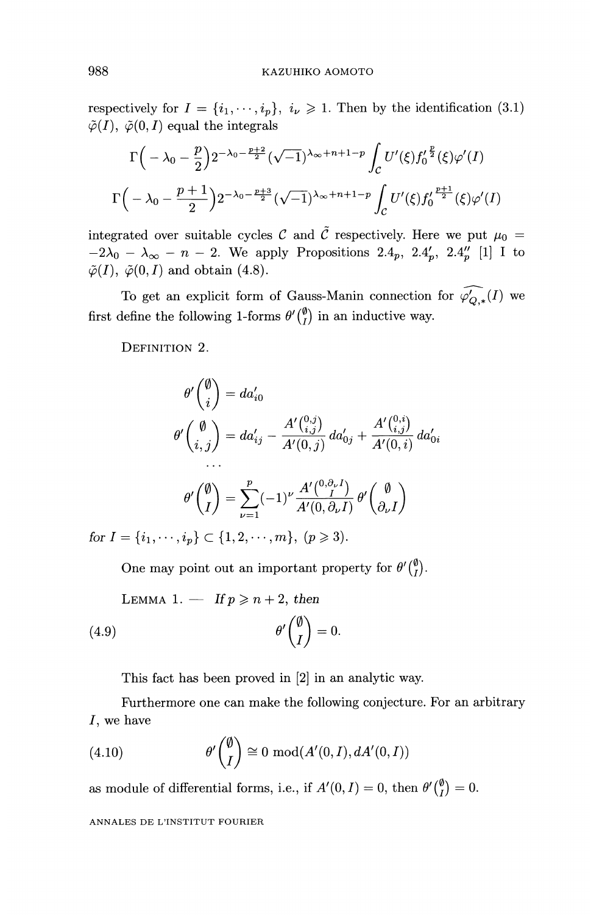respectively for $I = \{i_1, \cdots, i_p\}$, $i_\nu \geqslant 1$. Then by the identification (3.1) $\tilde{\varphi}(I)$, $\tilde{\varphi}(0, I)$ equal the integrals

$$\Gamma\Big(-\lambda_0 - \frac{p}{2}\Big) 2^{-\lambda_0 - \frac{p+2}{2}} (\sqrt{-1})^{\lambda_\infty + n + 1 - p} \int_{\mathcal{C}} U'(\xi) f_0'^{\frac{p}{2}}(\xi) \varphi'(I)$$

$$\Gamma\Big(-\lambda_0 - \frac{p+1}{2}\Big) 2^{-\lambda_0 - \frac{p+3}{2}} (\sqrt{-1})^{\lambda_\infty + n + 1 - p} \int_{\mathcal{C}} U'(\xi) f_0'^{\frac{p+1}{2}}(\xi) \varphi'(I)$$

integrated over suitable cycles $\mathcal{C}$ and $\tilde{\mathcal{C}}$ respectively. Here we put $\mu_0 = -2\lambda_0 - \lambda_\infty - n - 2$. We apply Propositions $2.4_p$, $2.4'_p$, $2.4''_p$ [1] I to $\tilde{\varphi}(I)$, $\tilde{\varphi}(0, I)$ and obtain (4.8).

To get an explicit form of Gauss-Manin connection for $\widehat{\varphi'_{Q,*}}(I)$ we first define the following 1-forms $\theta'\binom{\emptyset}{I}$ in an inductive way.

DEFINITION 2.

$$\theta'\binom{\emptyset}{i} = da'_{i0}$$

$$\theta'\binom{\emptyset}{i,j} = da'_{ij} - \frac{A'\binom{0,j}{i,j}}{A'(0,j)} da'_{0j} + \frac{A'\binom{0,i}{i,j}}{A'(0,i)} da'_{0i}$$

$$\cdots$$

$$\theta'\binom{\emptyset}{I} = \sum_{\nu=1}^{p} (-1)^{\nu} \frac{A'\binom{0,\partial_\nu I}{I}}{A'(0, \partial_\nu I)} \theta'\binom{\emptyset}{\partial_\nu I}$$

for $I = \{i_1, \cdots, i_p\} \subset \{1, 2, \cdots, m\}$, $(p \geqslant 3)$.

One may point out an important property for $\theta'\binom{\emptyset}{I}$.

LEMMA 1. — *If $p \geqslant n+2$, then*

$$\theta'\binom{\emptyset}{I} = 0. \tag{4.9}$$

This fact has been proved in [2] in an analytic way.

Furthermore one can make the following conjecture. For an arbitrary $I$, we have

$$\theta'\binom{\emptyset}{I} \cong 0 \bmod (A'(0, I), dA'(0, I)) \tag{4.10}$$

as module of differential forms, i.e., if $A'(0, I) = 0$, then $\theta'\binom{\emptyset}{I} = 0$.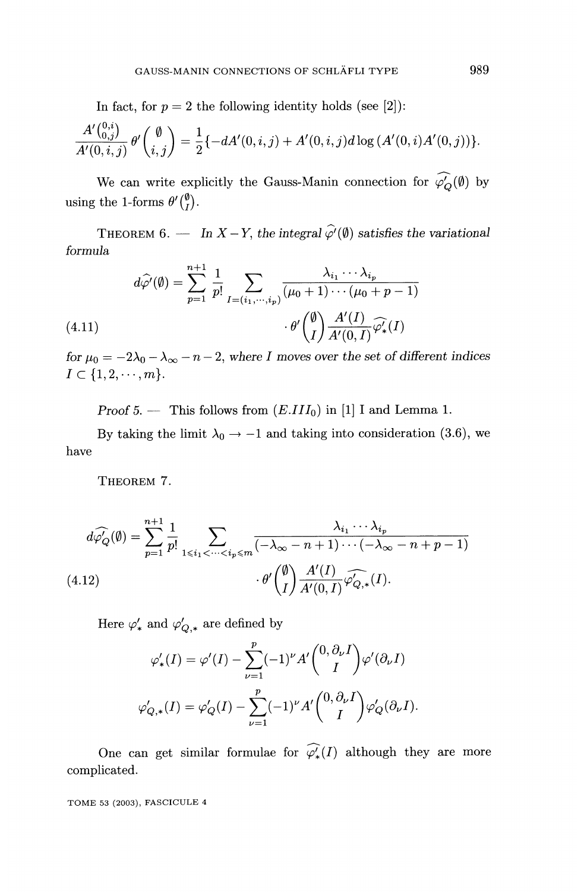In fact, for $p = 2$ the following identity holds (see [2]):

$$\frac{A'\binom{0,i}{0,j}}{A'(0,i,j)}\theta'\binom{\emptyset}{i,j} = \frac{1}{2}\{-dA'(0,i,j) + A'(0,i,j)d\log\left(A'(0,i)A'(0,j)\right)\}.$$

We can write explicitly the Gauss-Manin connection for $\widehat{\varphi'_Q}(\emptyset)$ by using the 1-forms $\theta'\binom{\emptyset}{I}$.

THEOREM 6. — *In $X - Y$, the integral $\widehat{\varphi'}(\emptyset)$ satisfies the variational formula*

$$d\widehat{\varphi'}(\emptyset) = \sum_{p=1}^{n+1}\frac{1}{p!}\sum_{I=(i_1,\cdots,i_p)}\frac{\lambda_{i_1}\cdots\lambda_{i_p}}{(\mu_0+1)\cdots(\mu_0+p-1)} \cdot\theta'\binom{\emptyset}{I}\frac{A'(I)}{A'(0,I)}\widehat{\varphi'_*}(I) \tag{4.11}$$

*for $\mu_0 = -2\lambda_0 - \lambda_\infty - n - 2$, where $I$ moves over the set of different indices $I \subset \{1, 2, \cdots, m\}$.*

*Proof 5.* — This follows from $(E.III_0)$ in [1] I and Lemma 1.

By taking the limit $\lambda_0 \to -1$ and taking into consideration (3.6), we have

THEOREM 7.

$$d\widehat{\varphi'_Q}(\emptyset) = \sum_{p=1}^{n+1}\frac{1}{p!}\sum_{1\leqslant i_1<\cdots<i_p\leqslant m}\frac{\lambda_{i_1}\cdots\lambda_{i_p}}{(-\lambda_\infty-n+1)\cdots(-\lambda_\infty-n+p-1)} \cdot\theta'\binom{\emptyset}{I}\frac{A'(I)}{A'(0,I)}\widehat{\varphi'_{Q,*}}(I). \tag{4.12}$$

Here $\varphi'_*$ and $\varphi'_{Q,*}$ are defined by

$$\varphi'_*(I) = \varphi'(I) - \sum_{\nu=1}^{p}(-1)^\nu A'\binom{0,\partial_\nu I}{I}\varphi'(\partial_\nu I)$$

$$\varphi'_{Q,*}(I) = \varphi'_Q(I) - \sum_{\nu=1}^{p}(-1)^\nu A'\binom{0,\partial_\nu I}{I}\varphi'_Q(\partial_\nu I).$$

One can get similar formulae for $\widehat{\varphi'_*}(I)$ although they are more complicated.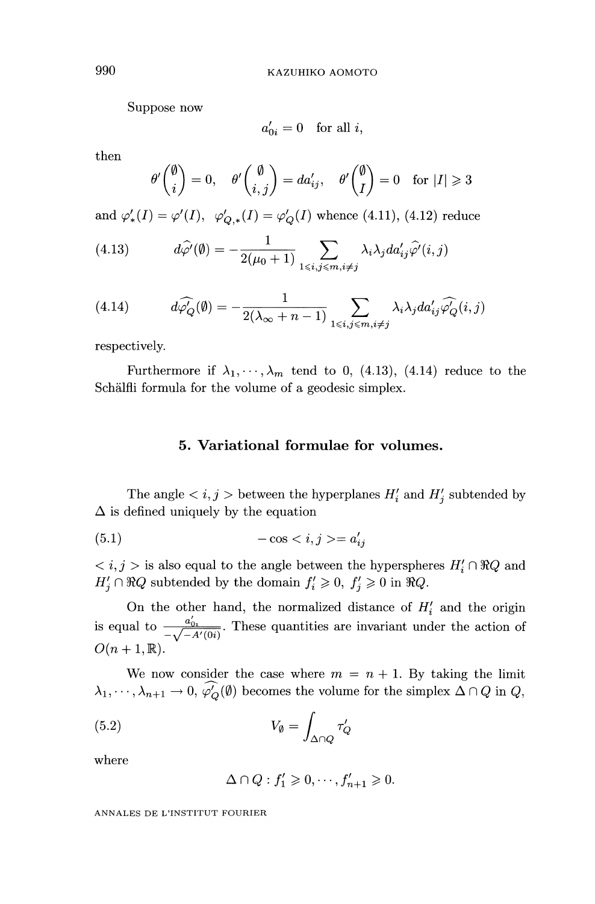Suppose now

$$a'_{0i} = 0 \quad \text{for all } i,$$

then

$$\theta'\binom{\emptyset}{i} = 0, \quad \theta'\binom{\emptyset}{i,j} = da'_{ij}, \quad \theta'\binom{\emptyset}{I} = 0 \quad \text{for } |I| \geqslant 3$$

and $\varphi'_*(I) = \varphi'(I)$, $\varphi'_{Q,*}(I) = \varphi'_Q(I)$ whence (4.11), (4.12) reduce

$$d\widehat{\varphi'}(\emptyset) = -\frac{1}{2(\mu_0+1)} \sum_{1 \leqslant i,j \leqslant m, i \neq j} \lambda_i \lambda_j da'_{ij} \widehat{\varphi'}(i,j) \tag{4.13}$$

$$d\widehat{\varphi'_Q}(\emptyset) = -\frac{1}{2(\lambda_\infty + n - 1)} \sum_{1 \leqslant i,j \leqslant m, i \neq j} \lambda_i \lambda_j da'_{ij} \widehat{\varphi'_Q}(i,j) \tag{4.14}$$

respectively.

Furthermore if $\lambda_1, \cdots, \lambda_m$ tend to 0, (4.13), (4.14) reduce to the Schälfli formula for the volume of a geodesic simplex.

## 5. Variational formulae for volumes.

The angle $< i, j >$ between the hyperplanes $H'_i$ and $H'_j$ subtended by $\Delta$ is defined uniquely by the equation

$$-\cos < i, j > = a'_{ij} \tag{5.1}$$

$< i, j >$ is also equal to the angle between the hyperspheres $H'_i \cap \Re Q$ and $H'_j \cap \Re Q$ subtended by the domain $f'_i \geqslant 0$, $f'_j \geqslant 0$ in $\Re Q$.

On the other hand, the normalized distance of $H'_i$ and the origin is equal to $\frac{a'_{0i}}{-\sqrt{-A'(0i)}}$. These quantities are invariant under the action of $O(n+1, \mathbb{R})$.

We now consider the case where $m = n + 1$. By taking the limit $\lambda_1, \cdots, \lambda_{n+1} \to 0$, $\widehat{\varphi'_Q}(\emptyset)$ becomes the volume for the simplex $\Delta \cap Q$ in $Q$,

$$V_\emptyset = \int_{\Delta \cap Q} \tau'_Q \tag{5.2}$$

where

$$\Delta \cap Q : f'_1 \geqslant 0, \cdots, f'_{n+1} \geqslant 0.$$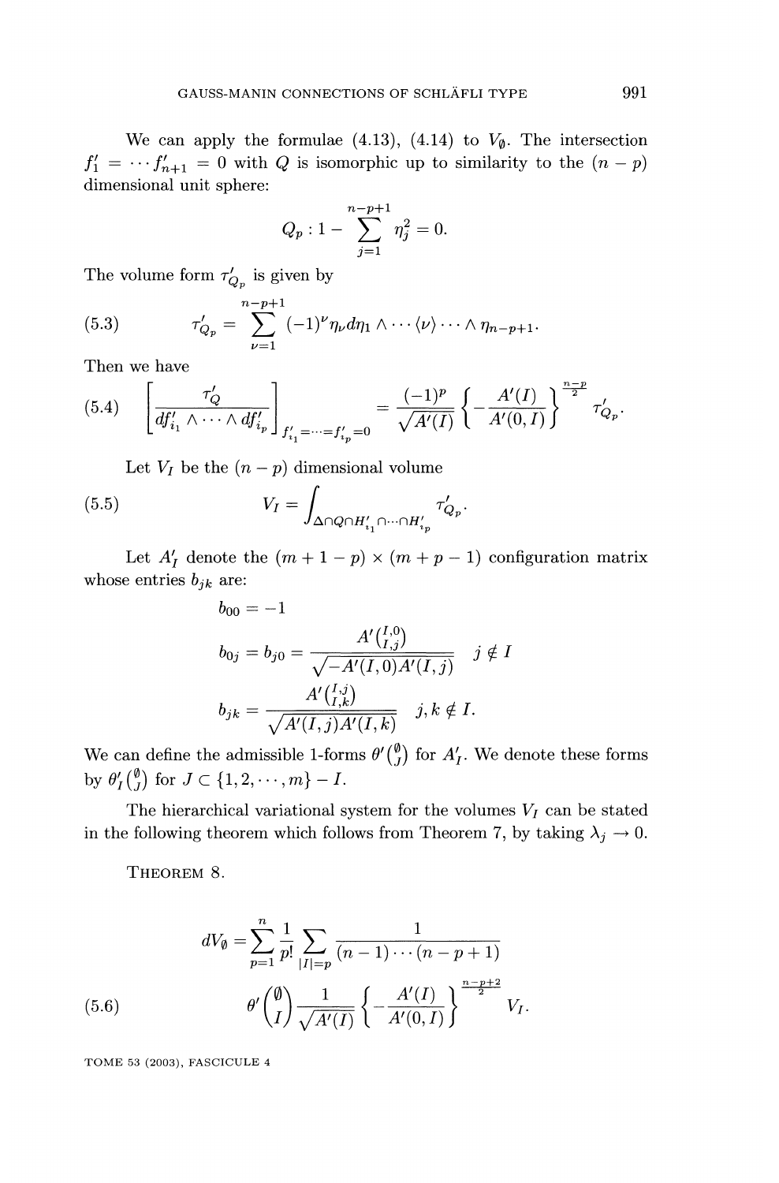We can apply the formulae (4.13), (4.14) to $V_\emptyset$. The intersection $f'_1 = \cdots f'_{n+1} = 0$ with $Q$ is isomorphic up to similarity to the $(n-p)$ dimensional unit sphere:

$$Q_p : 1 - \sum_{j=1}^{n-p+1} \eta_j^2 = 0.$$

The volume form $\tau'_{Q_p}$ is given by

$$\tau'_{Q_p} = \sum_{\nu=1}^{n-p+1} (-1)^\nu \eta_\nu d\eta_1 \wedge \cdots \langle \nu \rangle \cdots \wedge \eta_{n-p+1}. \tag{5.3}$$

Then we have

$$\left[ \frac{\tau'_Q}{df'_{i_1} \wedge \cdots \wedge df'_{i_p}} \right]_{f'_{i_1} = \cdots = f'_{i_p} = 0} = \frac{(-1)^p}{\sqrt{A'(I)}} \left\{ -\frac{A'(I)}{A'(0,I)} \right\}^{\frac{n-p}{2}} \tau'_{Q_p}. \tag{5.4}$$

Let $V_I$ be the $(n-p)$ dimensional volume

$$V_I = \int_{\Delta \cap Q \cap H'_{i_1} \cap \cdots \cap H'_{i_p}} \tau'_{Q_p}. \tag{5.5}$$

Let $A'_I$ denote the $(m+1-p) \times (m+p-1)$ configuration matrix whose entries $b_{jk}$ are:

$$b_{00} = -1$$

$$b_{0j} = b_{j0} = \frac{A'\binom{I,0}{I,j}}{\sqrt{-A'(I,0)A'(I,j)}} \quad j \notin I$$

$$b_{jk} = \frac{A'\binom{I,j}{I,k}}{\sqrt{A'(I,j)A'(I,k)}} \quad j,k \notin I.$$

We can define the admissible 1-forms $\theta'\binom{\emptyset}{J}$ for $A'_I$. We denote these forms by $\theta'_I\binom{\emptyset}{J}$ for $J \subset \{1, 2, \cdots, m\} - I$.

The hierarchical variational system for the volumes $V_I$ can be stated in the following theorem which follows from Theorem 7, by taking $\lambda_j \to 0$.

THEOREM 8.

$$dV_\emptyset = \sum_{p=1}^{n} \frac{1}{p!} \sum_{|I|=p} \frac{1}{(n-1)\cdots(n-p+1)} \theta'\binom{\emptyset}{I} \frac{1}{\sqrt{A'(I)}} \left\{ -\frac{A'(I)}{A'(0,I)} \right\}^{\frac{n-p+2}{2}} V_I. \tag{5.6}$$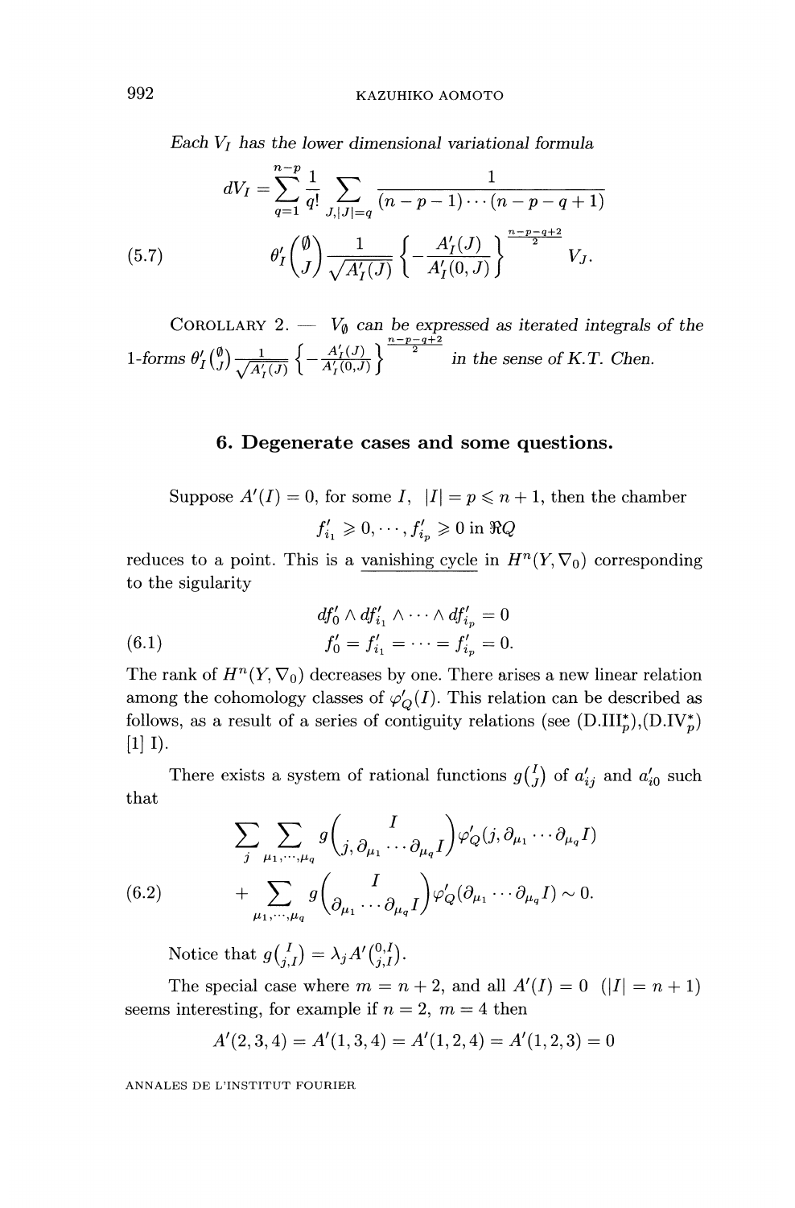*Each $V_I$ has the lower dimensional variational formula*

$$dV_I = \sum_{q=1}^{n-p} \frac{1}{q!} \sum_{J,|J|=q} \frac{1}{(n-p-1)\cdots(n-p-q+1)}$$

$$\theta_I'\binom{\emptyset}{J} \frac{1}{\sqrt{A_I'(J)}} \left\{ -\frac{A_I'(J)}{A_I'(0,J)} \right\}^{\frac{n-p-q+2}{2}} V_J. \tag{5.7}$$

COROLLARY 2. — *$V_\emptyset$ can be expressed as iterated integrals of the 1-forms $\theta_I'\binom{\emptyset}{J} \frac{1}{\sqrt{A_I'(J)}} \left\{ -\frac{A_I'(J)}{A_I'(0,J)} \right\}^{\frac{n-p-q+2}{2}}$ in the sense of K.T. Chen.*

## 6. Degenerate cases and some questions.

Suppose $A'(I) = 0$, for some $I$, $|I| = p \leqslant n+1$, then the chamber

$$f_{i_1}' \geqslant 0, \cdots, f_{i_p}' \geqslant 0 \text{ in } \Re Q$$

reduces to a point. This is a vanishing cycle in $H^n(Y, \nabla_0)$ corresponding to the sigularity

$$df_0' \wedge df_{i_1}' \wedge \cdots \wedge df_{i_p}' = 0$$
$$f_0' = f_{i_1}' = \cdots = f_{i_p}' = 0. \tag{6.1}$$

The rank of $H^n(Y, \nabla_0)$ decreases by one. There arises a new linear relation among the cohomology classes of $\varphi_Q'(I)$. This relation can be described as follows, as a result of a series of contiguity relations (see (D.III$_p^*$),(D.IV$_p^*$) [1] I).

There exists a system of rational functions $g\binom{I}{J}$ of $a_{ij}'$ and $a_{i0}'$ such that

$$\sum_j \sum_{\mu_1,\cdots,\mu_q} g\binom{I}{j, \partial_{\mu_1} \cdots \partial_{\mu_q} I} \varphi_Q'(j, \partial_{\mu_1} \cdots \partial_{\mu_q} I)$$
$$+ \sum_{\mu_1,\cdots,\mu_q} g\binom{I}{\partial_{\mu_1} \cdots \partial_{\mu_q} I} \varphi_Q'(\partial_{\mu_1} \cdots \partial_{\mu_q} I) \sim 0. \tag{6.2}$$

Notice that $g\binom{I}{j,I} = \lambda_j A'\binom{0,I}{j,I}$.

The special case where $m = n+2$, and all $A'(I) = 0$ $(|I| = n+1)$ seems interesting, for example if $n = 2$, $m = 4$ then

$$A'(2,3,4) = A'(1,3,4) = A'(1,2,4) = A'(1,2,3) = 0$$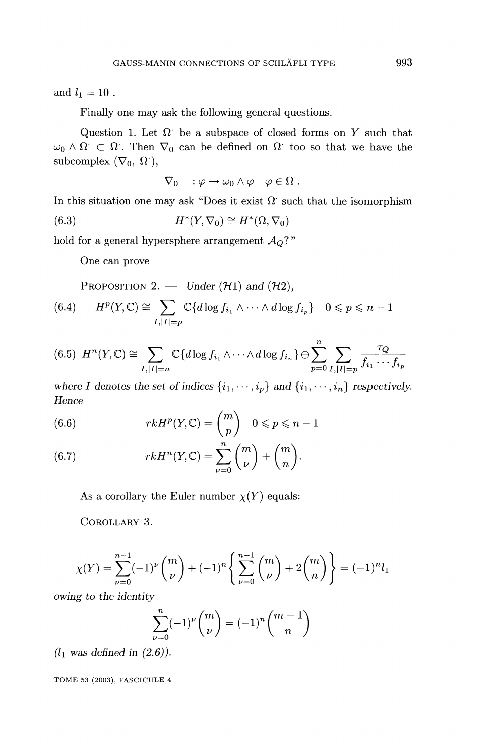and $l_1 = 10$ .

Finally one may ask the following general questions.

Question 1. Let $\Omega^{\cdot}$ be a subspace of closed forms on $Y$ such that $\omega_0 \wedge \Omega^{\cdot} \subset \Omega^{\cdot}$. Then $\nabla_0$ can be defined on $\Omega^{\cdot}$ too so that we have the subcomplex $(\nabla_0, \Omega^{\cdot})$,

$$\nabla_0 \quad : \varphi \to \omega_0 \wedge \varphi \quad \varphi \in \Omega^{\cdot}.$$

In this situation one may ask "Does it exist $\Omega^{\cdot}$ such that the isomorphism

$$H^*(Y, \nabla_0) \cong H^*(\Omega, \nabla_0) \tag{6.3}$$

hold for a general hypersphere arrangement $\mathcal{A}_Q$?"

One can prove

Proposition 2. — *Under* $(\mathcal{H}1)$ *and* $(\mathcal{H}2)$,

$$H^p(Y, \mathbb{C}) \cong \sum_{I, |I|=p} \mathbb{C}\{d\log f_{i_1} \wedge \cdots \wedge d\log f_{i_p}\} \quad 0 \leqslant p \leqslant n-1 \tag{6.4}$$

$$H^n(Y, \mathbb{C}) \cong \sum_{I, |I|=n} \mathbb{C}\{d\log f_{i_1} \wedge \cdots \wedge d\log f_{i_n}\} \oplus \sum_{p=0}^{n} \sum_{I, |I|=p} \frac{\tau_Q}{f_{i_1} \cdots f_{i_p}} \tag{6.5}$$

*where $I$ denotes the set of indices $\{i_1, \cdots, i_p\}$ and $\{i_1, \cdots, i_n\}$ respectively. Hence*

$$rkH^p(Y, \mathbb{C}) = \binom{m}{p} \quad 0 \leqslant p \leqslant n-1 \tag{6.6}$$

$$rkH^n(Y, \mathbb{C}) = \sum_{\nu=0}^{n} \binom{m}{\nu} + \binom{m}{n}. \tag{6.7}$$

As a corollary the Euler number $\chi(Y)$ equals:

Corollary 3.

$$\chi(Y) = \sum_{\nu=0}^{n-1} (-1)^\nu \binom{m}{\nu} + (-1)^n \left\{ \sum_{\nu=0}^{n-1} \binom{m}{\nu} + 2\binom{m}{n} \right\} = (-1)^n l_1$$

*owing to the identity*

$$\sum_{\nu=0}^{n} (-1)^\nu \binom{m}{\nu} = (-1)^n \binom{m-1}{n}$$

*($l_1$ was defined in (2.6)).*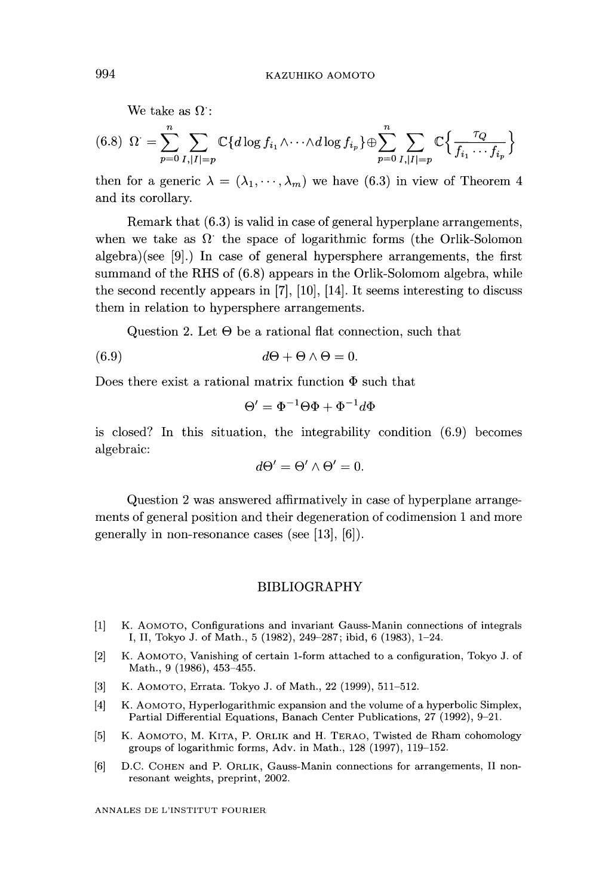We take as $\Omega^{\cdot}$:

$$(6.8)\ \Omega^{\cdot} = \sum_{p=0}^{n} \sum_{I,|I|=p} \mathbb{C}\{d\log f_{i_1} \wedge \cdots \wedge d\log f_{i_p}\} \oplus \sum_{p=0}^{n} \sum_{I,|I|=p} \mathbb{C}\Big\{\frac{\tau_Q}{f_{i_1} \cdots f_{i_p}}\Big\}$$

then for a generic $\lambda = (\lambda_1, \cdots, \lambda_m)$ we have (6.3) in view of Theorem 4 and its corollary.

Remark that (6.3) is valid in case of general hyperplane arrangements, when we take as $\Omega^{\cdot}$ the space of logarithmic forms (the Orlik-Solomon algebra)(see [9].) In case of general hypersphere arrangements, the first summand of the RHS of (6.8) appears in the Orlik-Solomom algebra, while the second recently appears in [7], [10], [14]. It seems interesting to discuss them in relation to hypersphere arrangements.

Question 2. Let $\Theta$ be a rational flat connection, such that

$$d\Theta + \Theta \wedge \Theta = 0. \tag{6.9}$$

Does there exist a rational matrix function $\Phi$ such that

$$\Theta' = \Phi^{-1}\Theta\Phi + \Phi^{-1}d\Phi$$

is closed? In this situation, the integrability condition (6.9) becomes algebraic:

$$d\Theta' = \Theta' \wedge \Theta' = 0.$$

Question 2 was answered affirmatively in case of hyperplane arrangements of general position and their degeneration of codimension 1 and more generally in non-resonance cases (see [13], [6]).

## BIBLIOGRAPHY

[1] K. Aomoto, Configurations and invariant Gauss-Manin connections of integrals I, II, Tokyo J. of Math., 5 (1982), 249–287; ibid, 6 (1983), 1–24.

[2] K. Aomoto, Vanishing of certain 1-form attached to a configuration, Tokyo J. of Math., 9 (1986), 453–455.

[3] K. Aomoto, Errata. Tokyo J. of Math., 22 (1999), 511–512.

[4] K. Aomoto, Hyperlogarithmic expansion and the volume of a hyperbolic Simplex, Partial Differential Equations, Banach Center Publications, 27 (1992), 9–21.

[5] K. Aomoto, M. Kita, P. Orlik and H. Terao, Twisted de Rham cohomology groups of logarithmic forms, Adv. in Math., 128 (1997), 119–152.

[6] D.C. Cohen and P. Orlik, Gauss-Manin connections for arrangements, II non-resonant weights, preprint, 2002.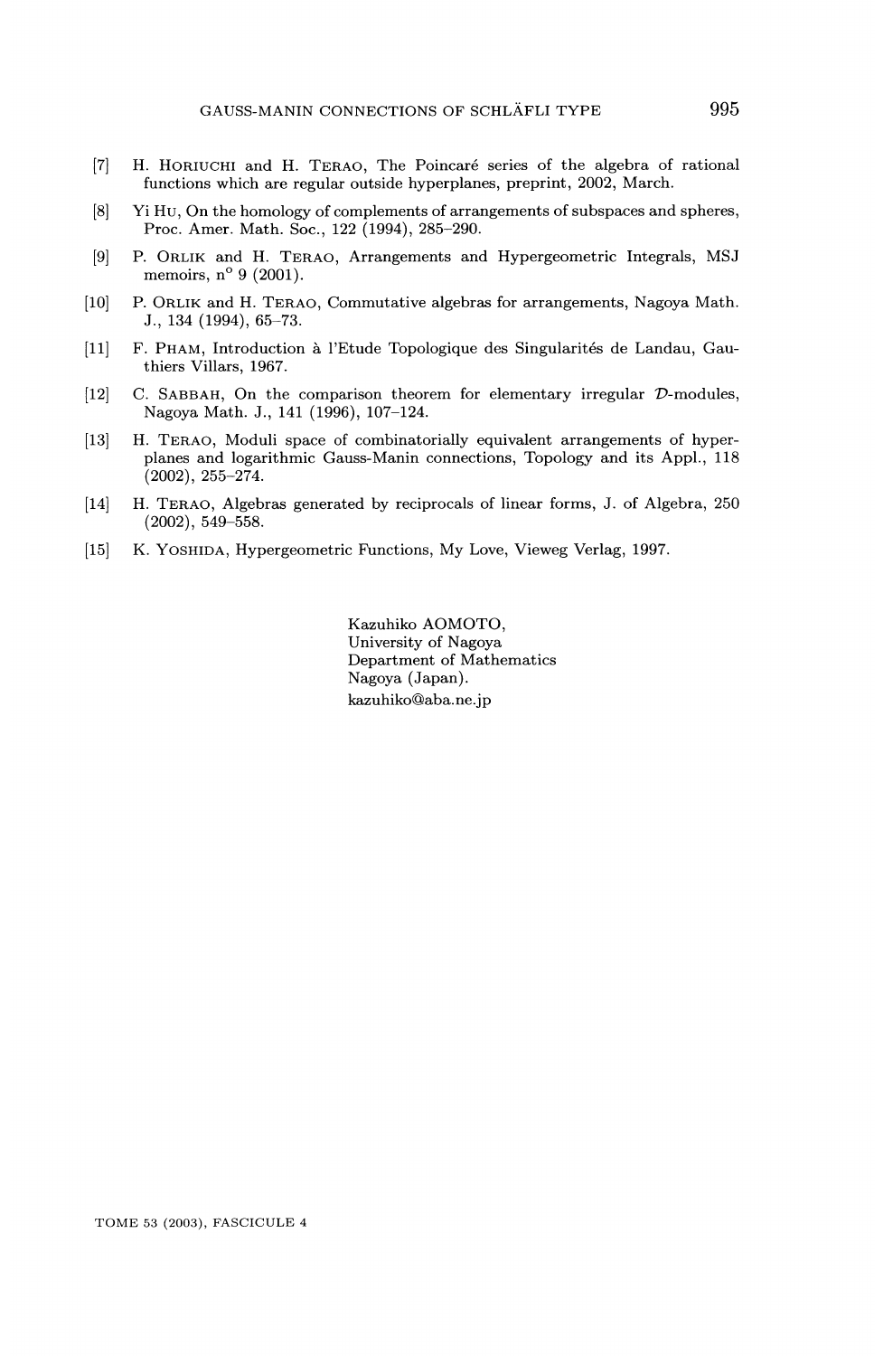[7] H. HORIUCHI and H. TERAO, The Poincaré series of the algebra of rational functions which are regular outside hyperplanes, preprint, 2002, March.

[8] Yi HU, On the homology of complements of arrangements of subspaces and spheres, Proc. Amer. Math. Soc., 122 (1994), 285–290.

[9] P. ORLIK and H. TERAO, Arrangements and Hypergeometric Integrals, MSJ memoirs, n° 9 (2001).

[10] P. ORLIK and H. TERAO, Commutative algebras for arrangements, Nagoya Math. J., 134 (1994), 65–73.

[11] F. PHAM, Introduction à l'Etude Topologique des Singularités de Landau, Gauthiers Villars, 1967.

[12] C. SABBAH, On the comparison theorem for elementary irregular $\mathcal{D}$-modules, Nagoya Math. J., 141 (1996), 107–124.

[13] H. TERAO, Moduli space of combinatorially equivalent arrangements of hyperplanes and logarithmic Gauss-Manin connections, Topology and its Appl., 118 (2002), 255–274.

[14] H. TERAO, Algebras generated by reciprocals of linear forms, J. of Algebra, 250 (2002), 549–558.

[15] K. YOSHIDA, Hypergeometric Functions, My Love, Vieweg Verlag, 1997.

Kazuhiko AOMOTO,
University of Nagoya
Department of Mathematics
Nagoya (Japan).
kazuhiko@aba.ne.jp